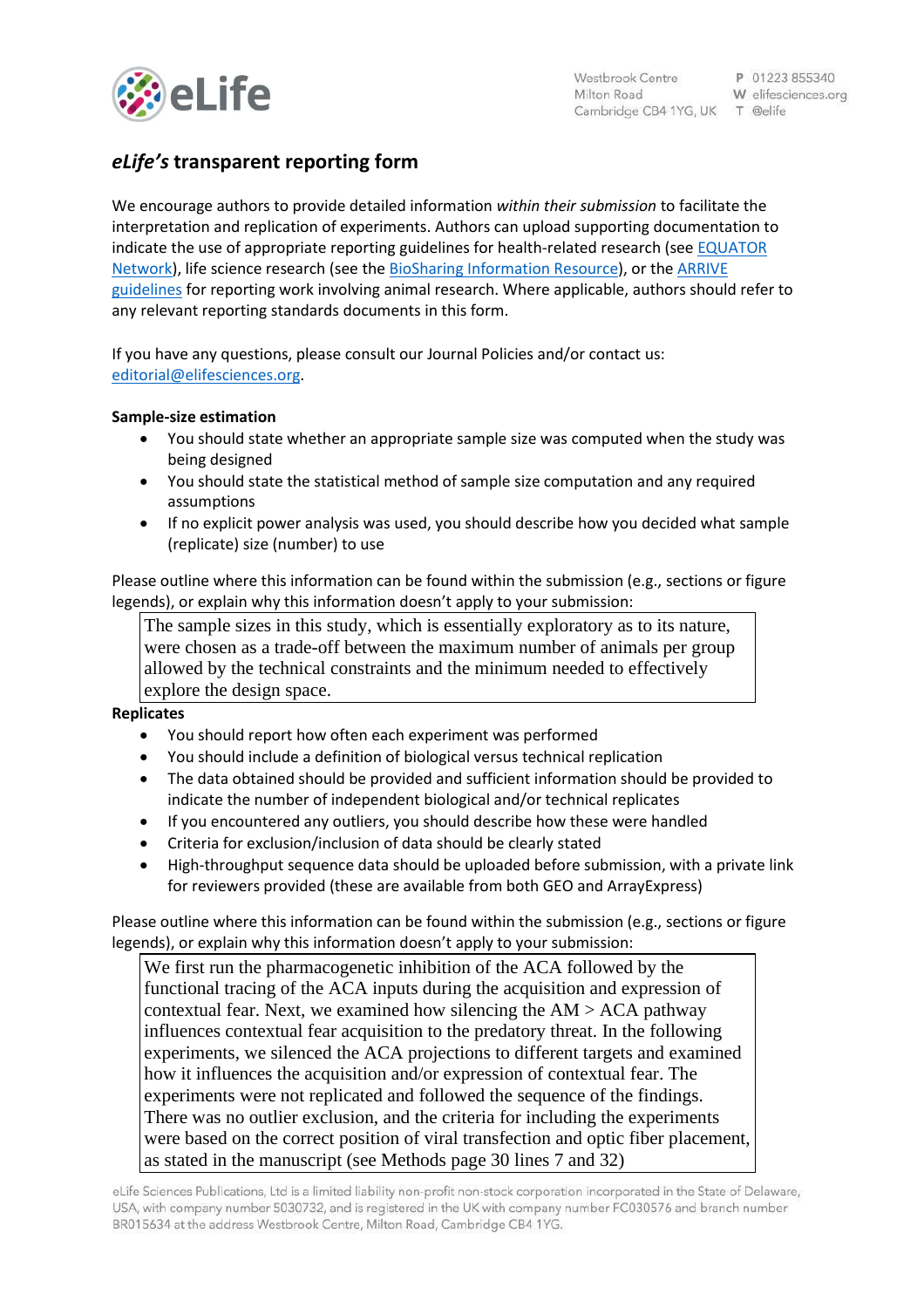# *eLife's* transparent reporting form

We encourage authors to provide detailed information *within their submission* to facilitate the interpretation and replication of experiments. Authors can upload supporting documentation to indicate the use of appropriate reporting guidelines for health-related research (see EQUATOR Network), life science research (see the BioSharing Information Resource), or the ARRIVE guidelines for reporting work involving animal research. Where applicable, authors should refer to any relevant reporting standards documents in this form.

If you have any questions, please consult our Journal Policies and/or contact us: editorial@elifesciences.org.

**Sample-size estimation**

- You should state whether an appropriate sample size was computed when the study was being designed
- You should state the statistical method of sample size computation and any required assumptions
- If no explicit power analysis was used, you should describe how you decided what sample (replicate) size (number) to use

Please outline where this information can be found within the submission (e.g., sections or figure legends), or explain why this information doesn't apply to your submission:

The sample sizes in this study, which is essentially exploratory as to its nature, were chosen as a trade-off between the maximum number of animals per group allowed by the technical constraints and the minimum needed to effectively explore the design space.

**Replicates**

- You should report how often each experiment was performed
- You should include a definition of biological versus technical replication
- The data obtained should be provided and sufficient information should be provided to indicate the number of independent biological and/or technical replicates
- If you encountered any outliers, you should describe how these were handled
- Criteria for exclusion/inclusion of data should be clearly stated
- High-throughput sequence data should be uploaded before submission, with a private link for reviewers provided (these are available from both GEO and ArrayExpress)

Please outline where this information can be found within the submission (e.g., sections or figure legends), or explain why this information doesn't apply to your submission:

We first run the pharmacogenetic inhibition of the ACA followed by the functional tracing of the ACA inputs during the acquisition and expression of contextual fear. Next, we examined how silencing the AM > ACA pathway influences contextual fear acquisition to the predatory threat. In the following experiments, we silenced the ACA projections to different targets and examined how it influences the acquisition and/or expression of contextual fear. The experiments were not replicated and followed the sequence of the findings. There was no outlier exclusion, and the criteria for including the experiments were based on the correct position of viral transfection and optic fiber placement, as stated in the manuscript (see Methods page 30 lines 7 and 32)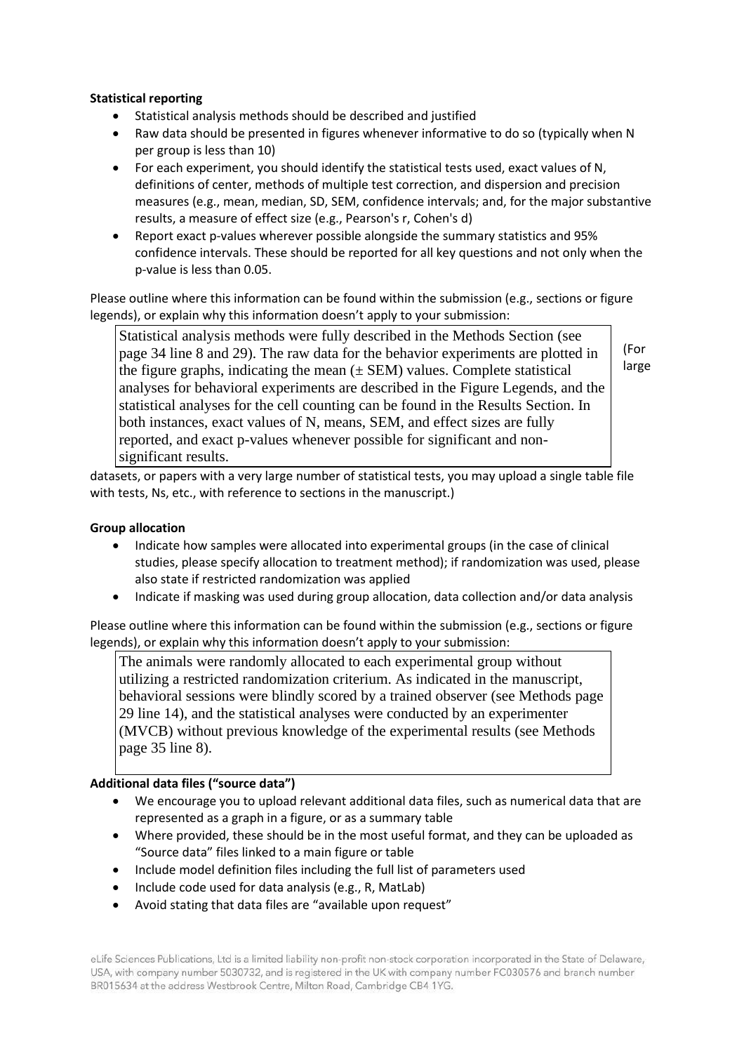**Statistical reporting**

- Statistical analysis methods should be described and justified
- Raw data should be presented in figures whenever informative to do so (typically when N per group is less than 10)
- For each experiment, you should identify the statistical tests used, exact values of N, definitions of center, methods of multiple test correction, and dispersion and precision measures (e.g., mean, median, SD, SEM, confidence intervals; and, for the major substantive results, a measure of effect size (e.g., Pearson's r, Cohen's d)
- Report exact p-values wherever possible alongside the summary statistics and 95% confidence intervals. These should be reported for all key questions and not only when the p-value is less than 0.05.

Please outline where this information can be found within the submission (e.g., sections or figure legends), or explain why this information doesn't apply to your submission:

Statistical analysis methods were fully described in the Methods Section (see page 34 line 8 and 29). The raw data for the behavior experiments are plotted in the figure graphs, indicating the mean (± SEM) values. Complete statistical analyses for behavioral experiments are described in the Figure Legends, and the statistical analyses for the cell counting can be found in the Results Section. In both instances, exact values of N, means, SEM, and effect sizes are fully reported, and exact p-values whenever possible for significant and non-significant results.

(For large datasets, or papers with a very large number of statistical tests, you may upload a single table file with tests, Ns, etc., with reference to sections in the manuscript.)

**Group allocation**

- Indicate how samples were allocated into experimental groups (in the case of clinical studies, please specify allocation to treatment method); if randomization was used, please also state if restricted randomization was applied
- Indicate if masking was used during group allocation, data collection and/or data analysis

Please outline where this information can be found within the submission (e.g., sections or figure legends), or explain why this information doesn't apply to your submission:

The animals were randomly allocated to each experimental group without utilizing a restricted randomization criterium. As indicated in the manuscript, behavioral sessions were blindly scored by a trained observer (see Methods page 29 line 14), and the statistical analyses were conducted by an experimenter (MVCB) without previous knowledge of the experimental results (see Methods page 35 line 8).

**Additional data files ("source data")**

- We encourage you to upload relevant additional data files, such as numerical data that are represented as a graph in a figure, or as a summary table
- Where provided, these should be in the most useful format, and they can be uploaded as "Source data" files linked to a main figure or table
- Include model definition files including the full list of parameters used
- Include code used for data analysis (e.g., R, MatLab)
- Avoid stating that data files are "available upon request"

eLife Sciences Publications, Ltd is a limited liability non-profit non-stock corporation incorporated in the State of Delaware, USA, with company number 5030732, and is registered in the UK with company number FC030576 and branch number BR015634 at the address Westbrook Centre, Milton Road, Cambridge CB4 1YG.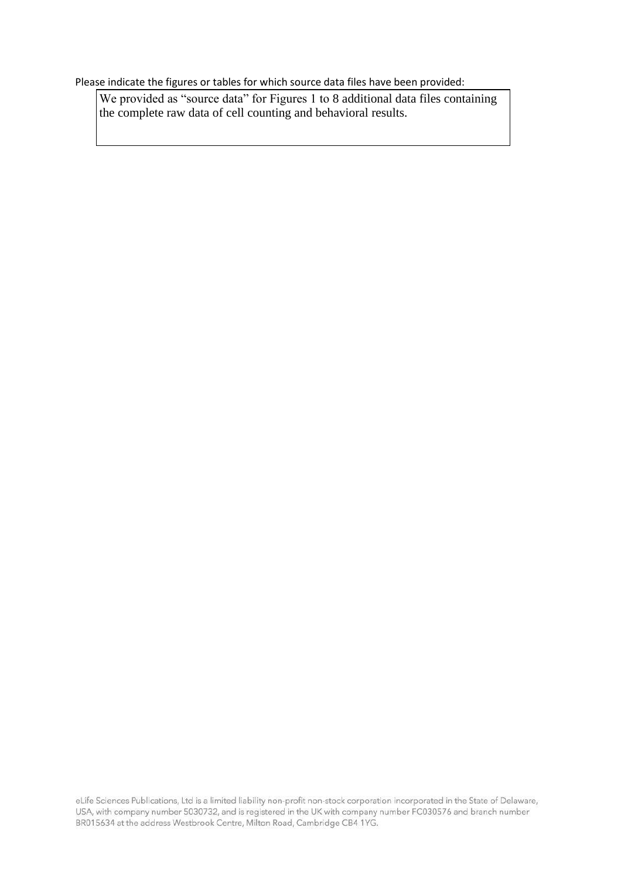Please indicate the figures or tables for which source data files have been provided:

We provided as "source data" for Figures 1 to 8 additional data files containing the complete raw data of cell counting and behavioral results.